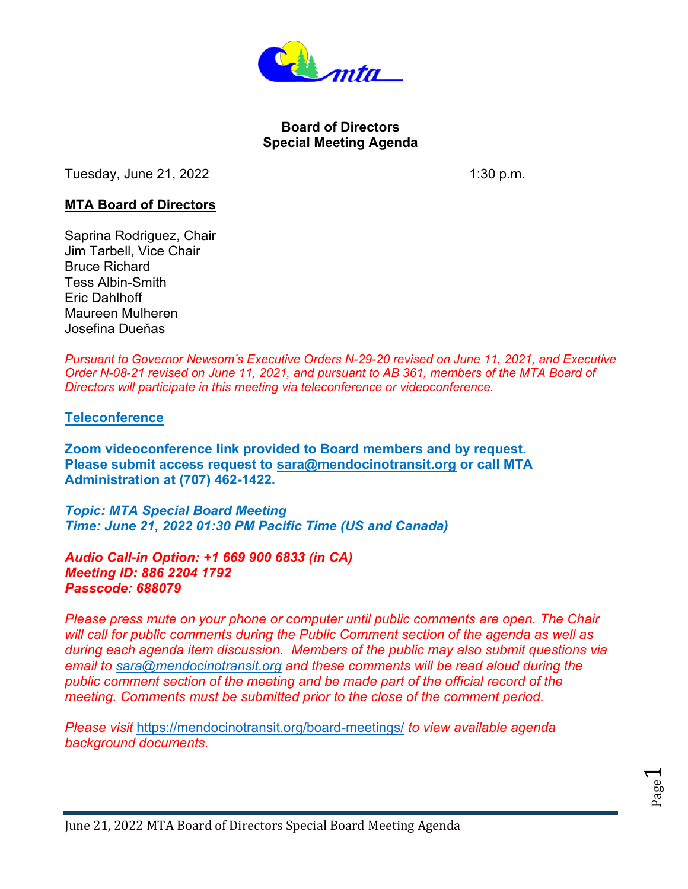**Board of Directors**
**Special Meeting Agenda**

Tuesday, June 21, 2022 1:30 p.m.

**MTA Board of Directors**

Saprina Rodriguez, Chair
Jim Tarbell, Vice Chair
Bruce Richard
Tess Albin-Smith
Eric Dahlhoff
Maureen Mulheren
Josefina Dueňas

*Pursuant to Governor Newsom's Executive Orders N-29-20 revised on June 11, 2021, and Executive Order N-08-21 revised on June 11, 2021, and pursuant to AB 361, members of the MTA Board of Directors will participate in this meeting via teleconference or videoconference.*

**Teleconference**

**Zoom videoconference link provided to Board members and by request. Please submit access request to sara@mendocinotransit.org or call MTA Administration at (707) 462-1422.**

***Topic: MTA Special Board Meeting***
***Time: June 21, 2022 01:30 PM Pacific Time (US and Canada)***

***Audio Call-in Option: +1 669 900 6833 (in CA)***
***Meeting ID: 886 2204 1792***
***Passcode: 688079***

*Please press mute on your phone or computer until public comments are open. The Chair will call for public comments during the Public Comment section of the agenda as well as during each agenda item discussion. Members of the public may also submit questions via email to sara@mendocinotransit.org and these comments will be read aloud during the public comment section of the meeting and be made part of the official record of the meeting. Comments must be submitted prior to the close of the comment period.*

*Please visit https://mendocinotransit.org/board-meetings/ to view available agenda background documents.*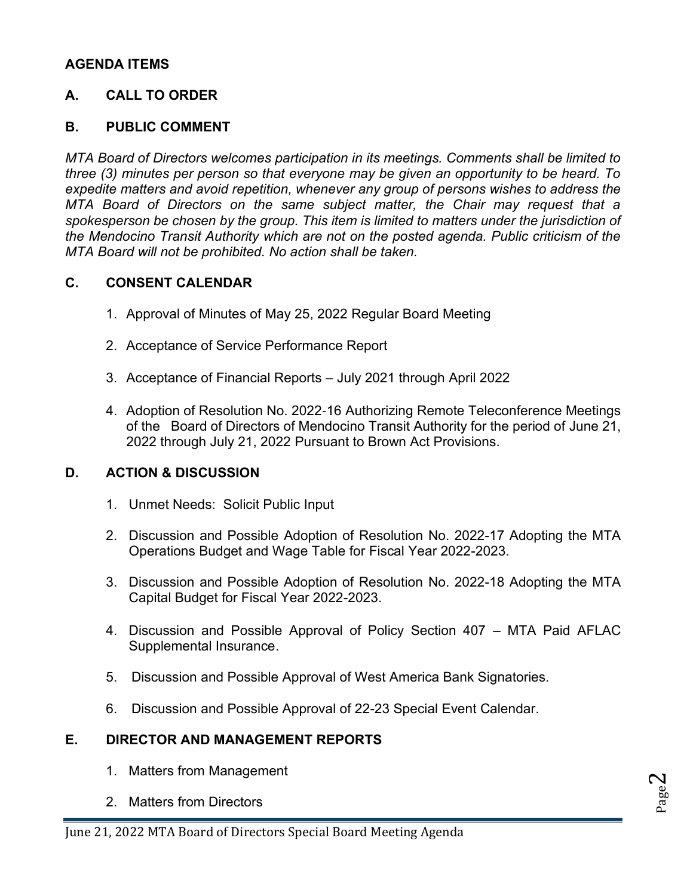## AGENDA ITEMS

### A. CALL TO ORDER

### B. PUBLIC COMMENT

*MTA Board of Directors welcomes participation in its meetings. Comments shall be limited to three (3) minutes per person so that everyone may be given an opportunity to be heard. To expedite matters and avoid repetition, whenever any group of persons wishes to address the MTA Board of Directors on the same subject matter, the Chair may request that a spokesperson be chosen by the group. This item is limited to matters under the jurisdiction of the Mendocino Transit Authority which are not on the posted agenda. Public criticism of the MTA Board will not be prohibited. No action shall be taken.*

### C. CONSENT CALENDAR

1. Approval of Minutes of May 25, 2022 Regular Board Meeting
2. Acceptance of Service Performance Report
3. Acceptance of Financial Reports – July 2021 through April 2022
4. Adoption of Resolution No. 2022-16 Authorizing Remote Teleconference Meetings of the Board of Directors of Mendocino Transit Authority for the period of June 21, 2022 through July 21, 2022 Pursuant to Brown Act Provisions.

### D. ACTION & DISCUSSION

1. Unmet Needs: Solicit Public Input
2. Discussion and Possible Adoption of Resolution No. 2022-17 Adopting the MTA Operations Budget and Wage Table for Fiscal Year 2022-2023.
3. Discussion and Possible Adoption of Resolution No. 2022-18 Adopting the MTA Capital Budget for Fiscal Year 2022-2023.
4. Discussion and Possible Approval of Policy Section 407 – MTA Paid AFLAC Supplemental Insurance.
5. Discussion and Possible Approval of West America Bank Signatories.
6. Discussion and Possible Approval of 22-23 Special Event Calendar.

### E. DIRECTOR AND MANAGEMENT REPORTS

1. Matters from Management
2. Matters from Directors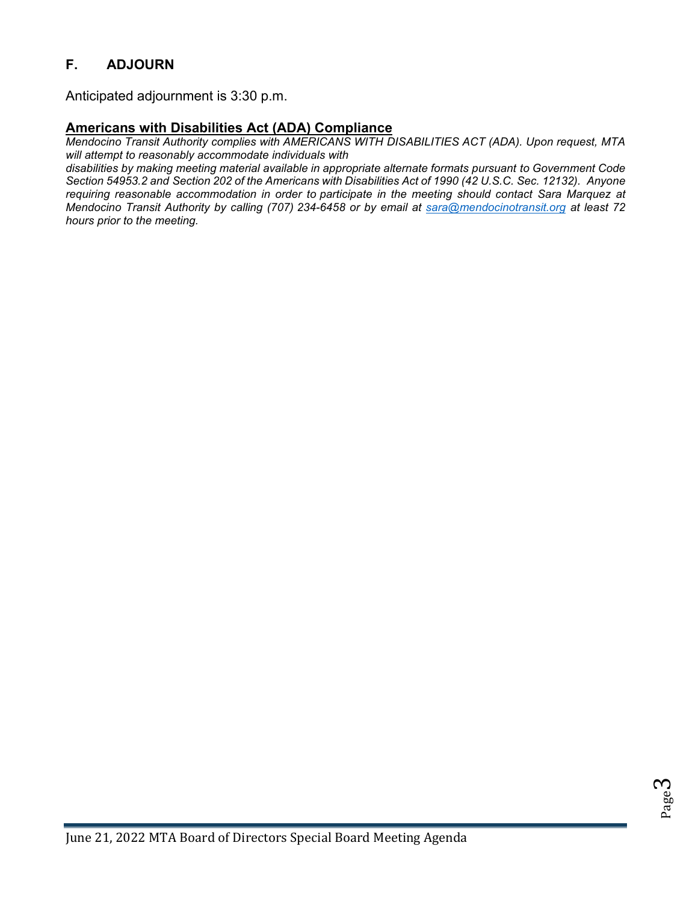## F. ADJOURN

Anticipated adjournment is 3:30 p.m.

### Americans with Disabilities Act (ADA) Compliance

*Mendocino Transit Authority complies with AMERICANS WITH DISABILITIES ACT (ADA). Upon request, MTA will attempt to reasonably accommodate individuals with disabilities by making meeting material available in appropriate alternate formats pursuant to Government Code Section 54953.2 and Section 202 of the Americans with Disabilities Act of 1990 (42 U.S.C. Sec. 12132). Anyone requiring reasonable accommodation in order to participate in the meeting should contact Sara Marquez at Mendocino Transit Authority by calling (707) 234-6458 or by email at sara@mendocinotransit.org at least 72 hours prior to the meeting.*